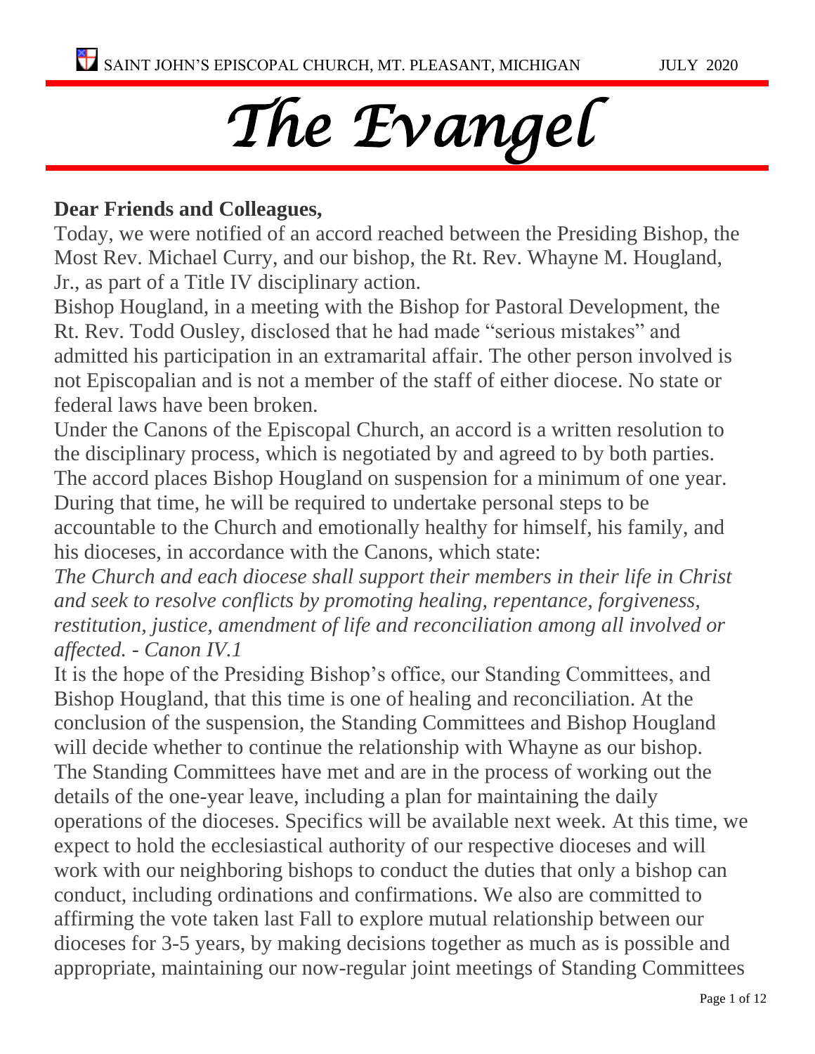SAINT JOHN'S EPISCOPAL CHURCH, MT. PLEASANT, MICHIGAN JULY 2020

# *The Evangel*

**Dear Friends and Colleagues,**

Today, we were notified of an accord reached between the Presiding Bishop, the Most Rev. Michael Curry, and our bishop, the Rt. Rev. Whayne M. Hougland, Jr., as part of a Title IV disciplinary action.

Bishop Hougland, in a meeting with the Bishop for Pastoral Development, the Rt. Rev. Todd Ousley, disclosed that he had made "serious mistakes" and admitted his participation in an extramarital affair. The other person involved is not Episcopalian and is not a member of the staff of either diocese. No state or federal laws have been broken.

Under the Canons of the Episcopal Church, an accord is a written resolution to the disciplinary process, which is negotiated by and agreed to by both parties. The accord places Bishop Hougland on suspension for a minimum of one year. During that time, he will be required to undertake personal steps to be accountable to the Church and emotionally healthy for himself, his family, and his dioceses, in accordance with the Canons, which state:

*The Church and each diocese shall support their members in their life in Christ and seek to resolve conflicts by promoting healing, repentance, forgiveness, restitution, justice, amendment of life and reconciliation among all involved or affected. - Canon IV.1*

It is the hope of the Presiding Bishop's office, our Standing Committees, and Bishop Hougland, that this time is one of healing and reconciliation. At the conclusion of the suspension, the Standing Committees and Bishop Hougland will decide whether to continue the relationship with Whayne as our bishop.

The Standing Committees have met and are in the process of working out the details of the one-year leave, including a plan for maintaining the daily operations of the dioceses. Specifics will be available next week. At this time, we expect to hold the ecclesiastical authority of our respective dioceses and will work with our neighboring bishops to conduct the duties that only a bishop can conduct, including ordinations and confirmations. We also are committed to affirming the vote taken last Fall to explore mutual relationship between our dioceses for 3-5 years, by making decisions together as much as is possible and appropriate, maintaining our now-regular joint meetings of Standing Committees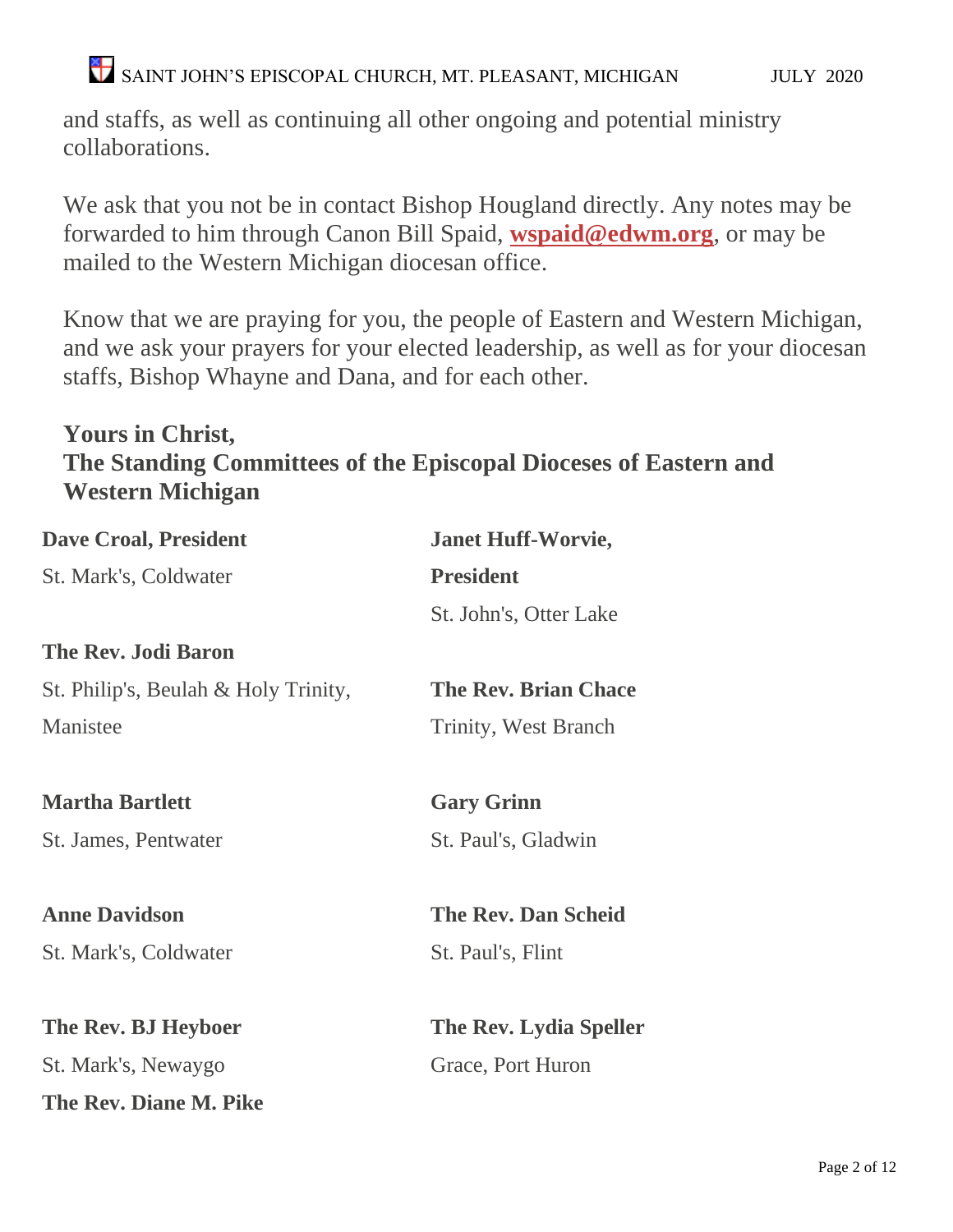and staffs, as well as continuing all other ongoing and potential ministry collaborations.

We ask that you not be in contact Bishop Hougland directly. Any notes may be forwarded to him through Canon Bill Spaid, **wspaid@edwm.org**, or may be mailed to the Western Michigan diocesan office.

Know that we are praying for you, the people of Eastern and Western Michigan, and we ask your prayers for your elected leadership, as well as for your diocesan staffs, Bishop Whayne and Dana, and for each other.

**Yours in Christ,**
**The Standing Committees of the Episcopal Dioceses of Eastern and Western Michigan**

**Dave Croal, President**
St. Mark's, Coldwater

**The Rev. Jodi Baron**
St. Philip's, Beulah & Holy Trinity, Manistee

**Martha Bartlett**
St. James, Pentwater

**Anne Davidson**
St. Mark's, Coldwater

**The Rev. BJ Heyboer**
St. Mark's, Newaygo

**The Rev. Diane M. Pike**

**Janet Huff-Worvie, President**
St. John's, Otter Lake

**The Rev. Brian Chace**
Trinity, West Branch

**Gary Grinn**
St. Paul's, Gladwin

**The Rev. Dan Scheid**
St. Paul's, Flint

**The Rev. Lydia Speller**
Grace, Port Huron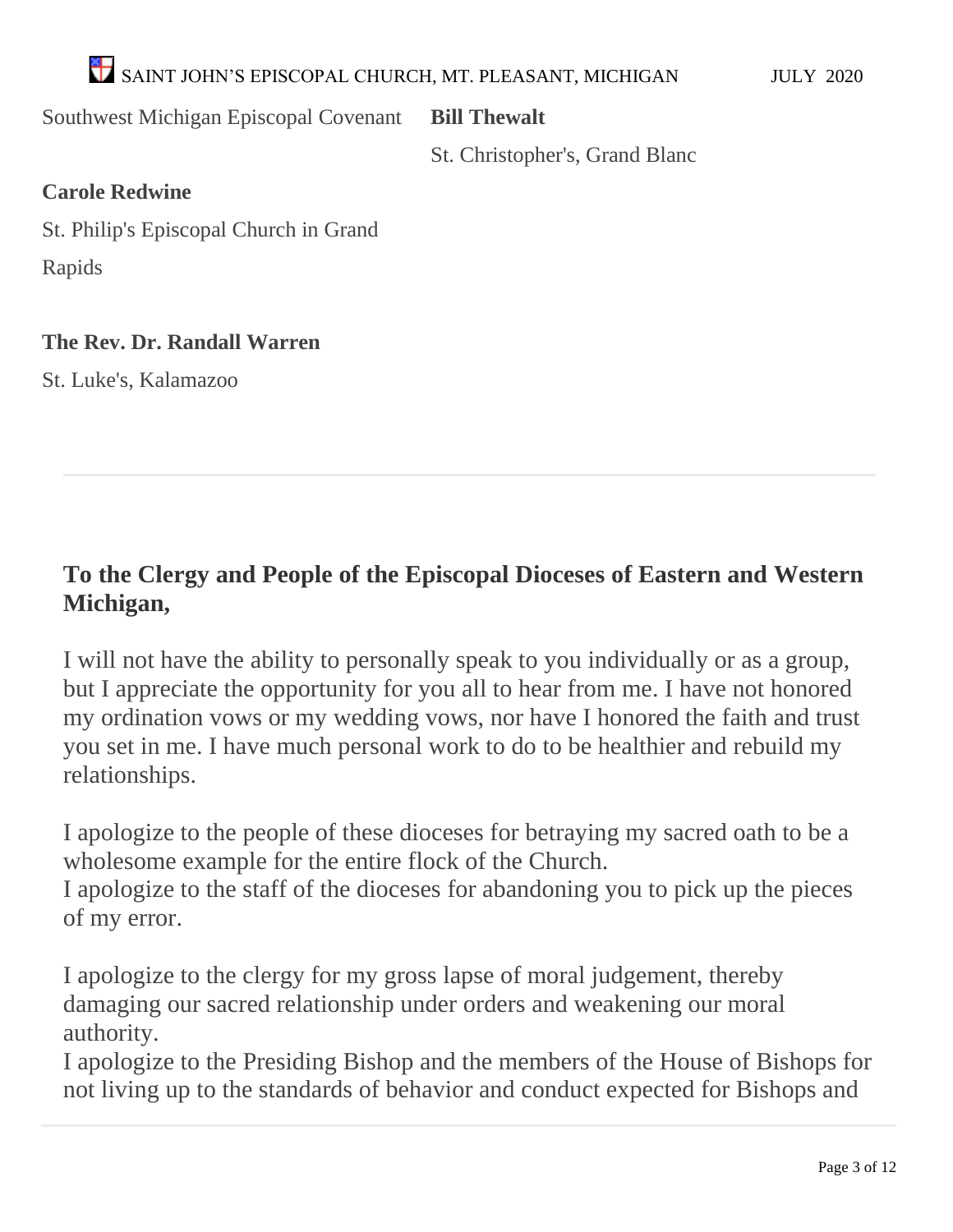Southwest Michigan Episcopal Covenant

**Bill Thewalt**

St. Christopher's, Grand Blanc

**Carole Redwine**

St. Philip's Episcopal Church in Grand Rapids

**The Rev. Dr. Randall Warren**

St. Luke's, Kalamazoo

---

**To the Clergy and People of the Episcopal Dioceses of Eastern and Western Michigan,**

I will not have the ability to personally speak to you individually or as a group, but I appreciate the opportunity for you all to hear from me. I have not honored my ordination vows or my wedding vows, nor have I honored the faith and trust you set in me. I have much personal work to do to be healthier and rebuild my relationships.

I apologize to the people of these dioceses for betraying my sacred oath to be a wholesome example for the entire flock of the Church.
I apologize to the staff of the dioceses for abandoning you to pick up the pieces of my error.

I apologize to the clergy for my gross lapse of moral judgement, thereby damaging our sacred relationship under orders and weakening our moral authority.
I apologize to the Presiding Bishop and the members of the House of Bishops for not living up to the standards of behavior and conduct expected for Bishops and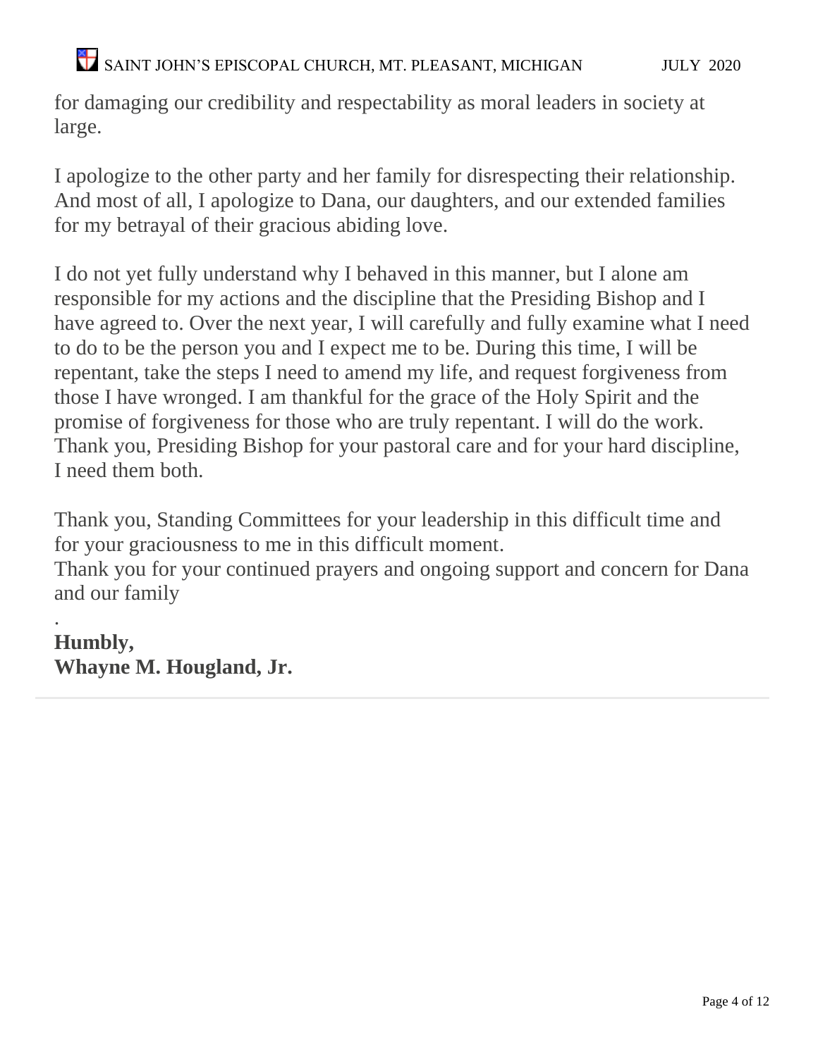for damaging our credibility and respectability as moral leaders in society at large.

I apologize to the other party and her family for disrespecting their relationship. And most of all, I apologize to Dana, our daughters, and our extended families for my betrayal of their gracious abiding love.

I do not yet fully understand why I behaved in this manner, but I alone am responsible for my actions and the discipline that the Presiding Bishop and I have agreed to. Over the next year, I will carefully and fully examine what I need to do to be the person you and I expect me to be. During this time, I will be repentant, take the steps I need to amend my life, and request forgiveness from those I have wronged. I am thankful for the grace of the Holy Spirit and the promise of forgiveness for those who are truly repentant. I will do the work. Thank you, Presiding Bishop for your pastoral care and for your hard discipline, I need them both.

Thank you, Standing Committees for your leadership in this difficult time and for your graciousness to me in this difficult moment.
Thank you for your continued prayers and ongoing support and concern for Dana and our family

.
**Humbly,**
**Whayne M. Hougland, Jr.**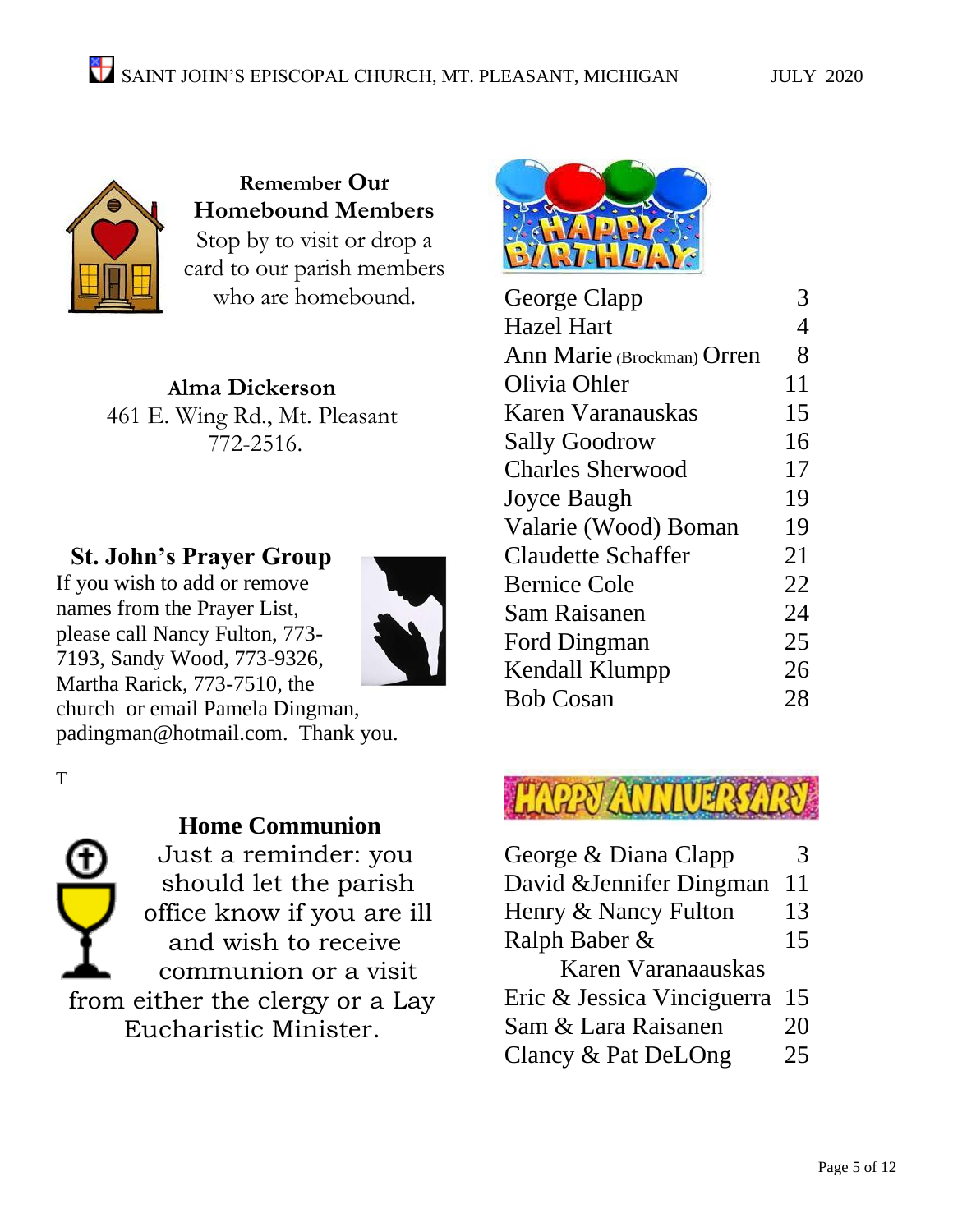## Remember Our Homebound Members

Stop by to visit or drop a card to our parish members who are homebound.

**Alma Dickerson**
461 E. Wing Rd., Mt. Pleasant
772-2516.

## St. John's Prayer Group

If you wish to add or remove names from the Prayer List, please call Nancy Fulton, 773-7193, Sandy Wood, 773-9326, Martha Rarick, 773-7510, the church or email Pamela Dingman, padingman@hotmail.com. Thank you.

T

## Home Communion

Just a reminder: you should let the parish office know if you are ill and wish to receive communion or a visit from either the clergy or a Lay Eucharistic Minister.

## Happy Birthday

| Name | Day |
| --- | --- |
| George Clapp | 3 |
| Hazel Hart | 4 |
| Ann Marie (Brockman) Orren | 8 |
| Olivia Ohler | 11 |
| Karen Varanauskas | 15 |
| Sally Goodrow | 16 |
| Charles Sherwood | 17 |
| Joyce Baugh | 19 |
| Valarie (Wood) Boman | 19 |
| Claudette Schaffer | 21 |
| Bernice Cole | 22 |
| Sam Raisanen | 24 |
| Ford Dingman | 25 |
| Kendall Klumpp | 26 |
| Bob Cosan | 28 |

## Happy Anniversary

| Names | Day |
| --- | --- |
| George & Diana Clapp | 3 |
| David &Jennifer Dingman | 11 |
| Henry & Nancy Fulton | 13 |
| Ralph Baber & Karen Varanaauskas | 15 |
| Eric & Jessica Vinciguerra | 15 |
| Sam & Lara Raisanen | 20 |
| Clancy & Pat DeLOng | 25 |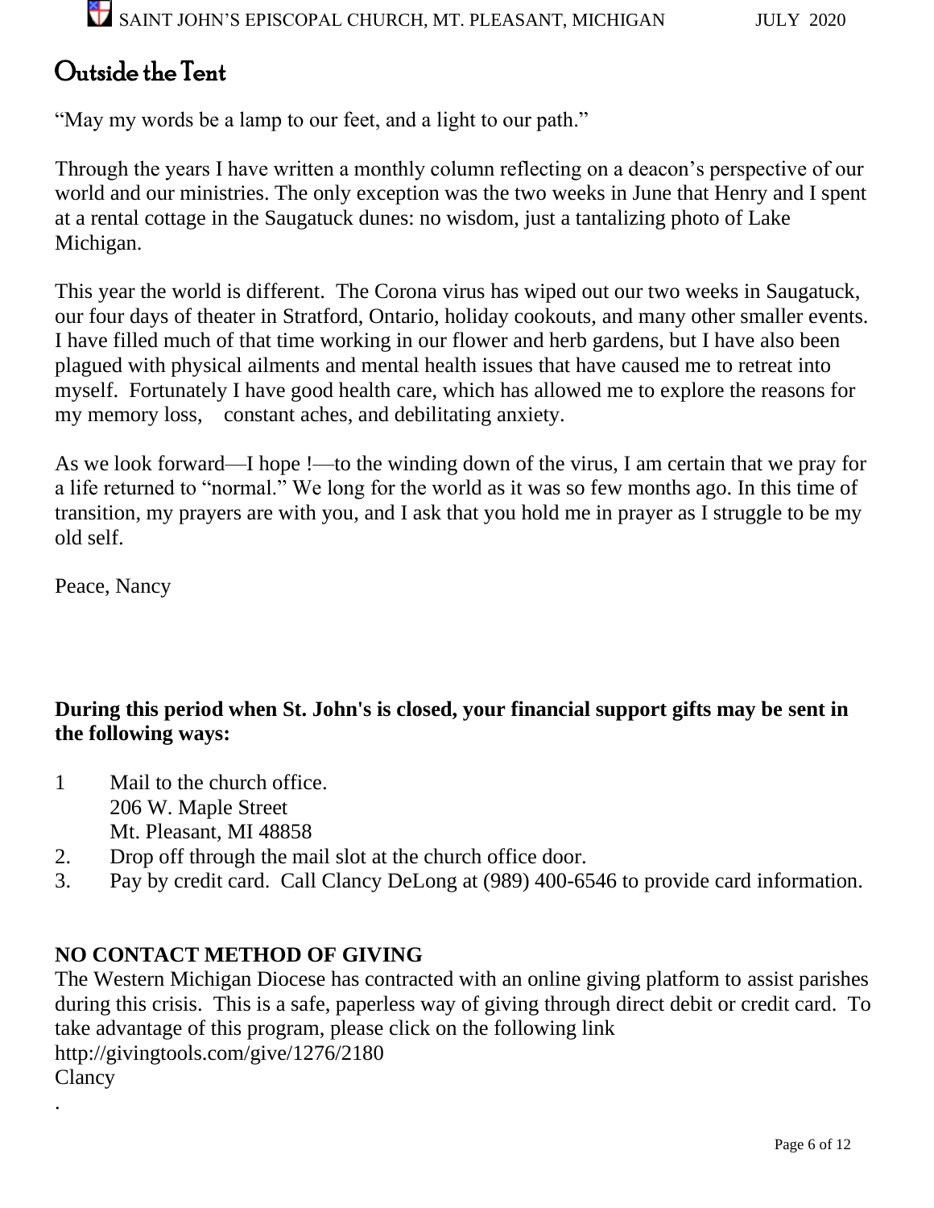# Outside the Tent

"May my words be a lamp to our feet, and a light to our path."

Through the years I have written a monthly column reflecting on a deacon's perspective of our world and our ministries. The only exception was the two weeks in June that Henry and I spent at a rental cottage in the Saugatuck dunes: no wisdom, just a tantalizing photo of Lake Michigan.

This year the world is different. The Corona virus has wiped out our two weeks in Saugatuck, our four days of theater in Stratford, Ontario, holiday cookouts, and many other smaller events. I have filled much of that time working in our flower and herb gardens, but I have also been plagued with physical ailments and mental health issues that have caused me to retreat into myself. Fortunately I have good health care, which has allowed me to explore the reasons for my memory loss, constant aches, and debilitating anxiety.

As we look forward—I hope !—to the winding down of the virus, I am certain that we pray for a life returned to "normal." We long for the world as it was so few months ago. In this time of transition, my prayers are with you, and I ask that you hold me in prayer as I struggle to be my old self.

Peace, Nancy

**During this period when St. John's is closed, your financial support gifts may be sent in the following ways:**

1. Mail to the church office.
   206 W. Maple Street
   Mt. Pleasant, MI 48858
2. Drop off through the mail slot at the church office door.
3. Pay by credit card. Call Clancy DeLong at (989) 400-6546 to provide card information.

**NO CONTACT METHOD OF GIVING**

The Western Michigan Diocese has contracted with an online giving platform to assist parishes during this crisis. This is a safe, paperless way of giving through direct debit or credit card. To take advantage of this program, please click on the following link
http://givingtools.com/give/1276/2180
Clancy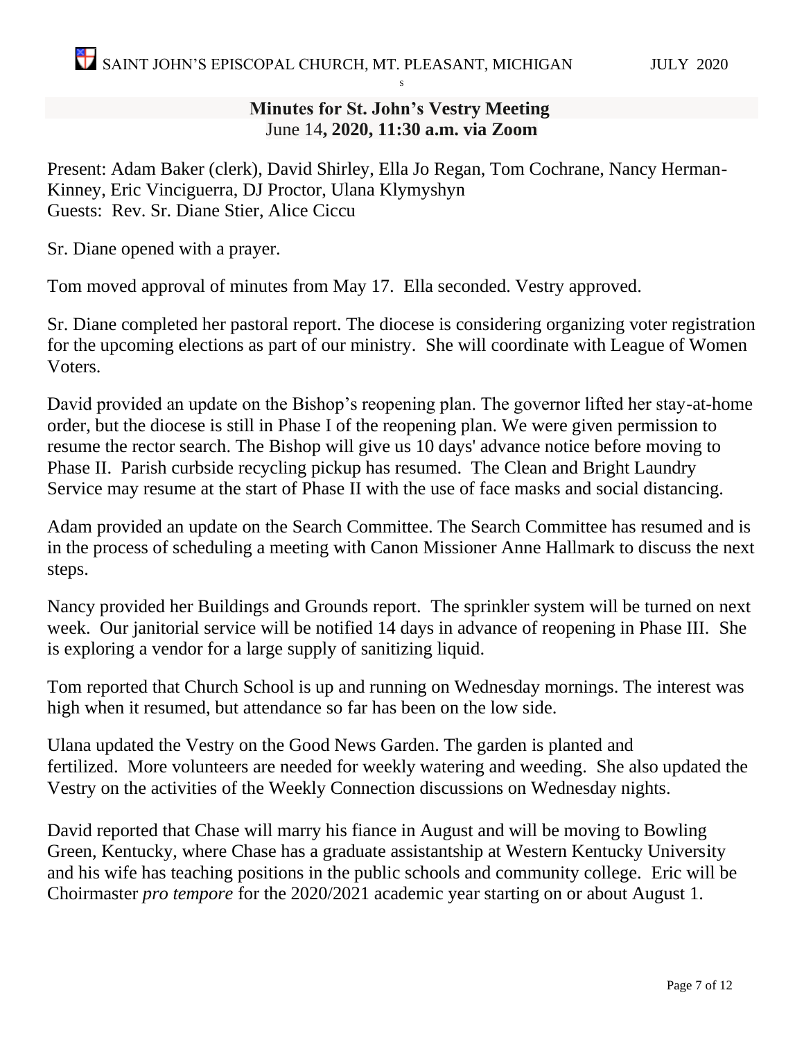## Minutes for St. John's Vestry Meeting

**June 14, 2020, 11:30 a.m. via Zoom**

Present: Adam Baker (clerk), David Shirley, Ella Jo Regan, Tom Cochrane, Nancy Herman-Kinney, Eric Vinciguerra, DJ Proctor, Ulana Klymyshyn
Guests: Rev. Sr. Diane Stier, Alice Ciccu

Sr. Diane opened with a prayer.

Tom moved approval of minutes from May 17. Ella seconded. Vestry approved.

Sr. Diane completed her pastoral report. The diocese is considering organizing voter registration for the upcoming elections as part of our ministry. She will coordinate with League of Women Voters.

David provided an update on the Bishop's reopening plan. The governor lifted her stay-at-home order, but the diocese is still in Phase I of the reopening plan. We were given permission to resume the rector search. The Bishop will give us 10 days' advance notice before moving to Phase II. Parish curbside recycling pickup has resumed. The Clean and Bright Laundry Service may resume at the start of Phase II with the use of face masks and social distancing.

Adam provided an update on the Search Committee. The Search Committee has resumed and is in the process of scheduling a meeting with Canon Missioner Anne Hallmark to discuss the next steps.

Nancy provided her Buildings and Grounds report. The sprinkler system will be turned on next week. Our janitorial service will be notified 14 days in advance of reopening in Phase III. She is exploring a vendor for a large supply of sanitizing liquid.

Tom reported that Church School is up and running on Wednesday mornings. The interest was high when it resumed, but attendance so far has been on the low side.

Ulana updated the Vestry on the Good News Garden. The garden is planted and fertilized. More volunteers are needed for weekly watering and weeding. She also updated the Vestry on the activities of the Weekly Connection discussions on Wednesday nights.

David reported that Chase will marry his fiance in August and will be moving to Bowling Green, Kentucky, where Chase has a graduate assistantship at Western Kentucky University and his wife has teaching positions in the public schools and community college. Eric will be Choirmaster *pro tempore* for the 2020/2021 academic year starting on or about August 1.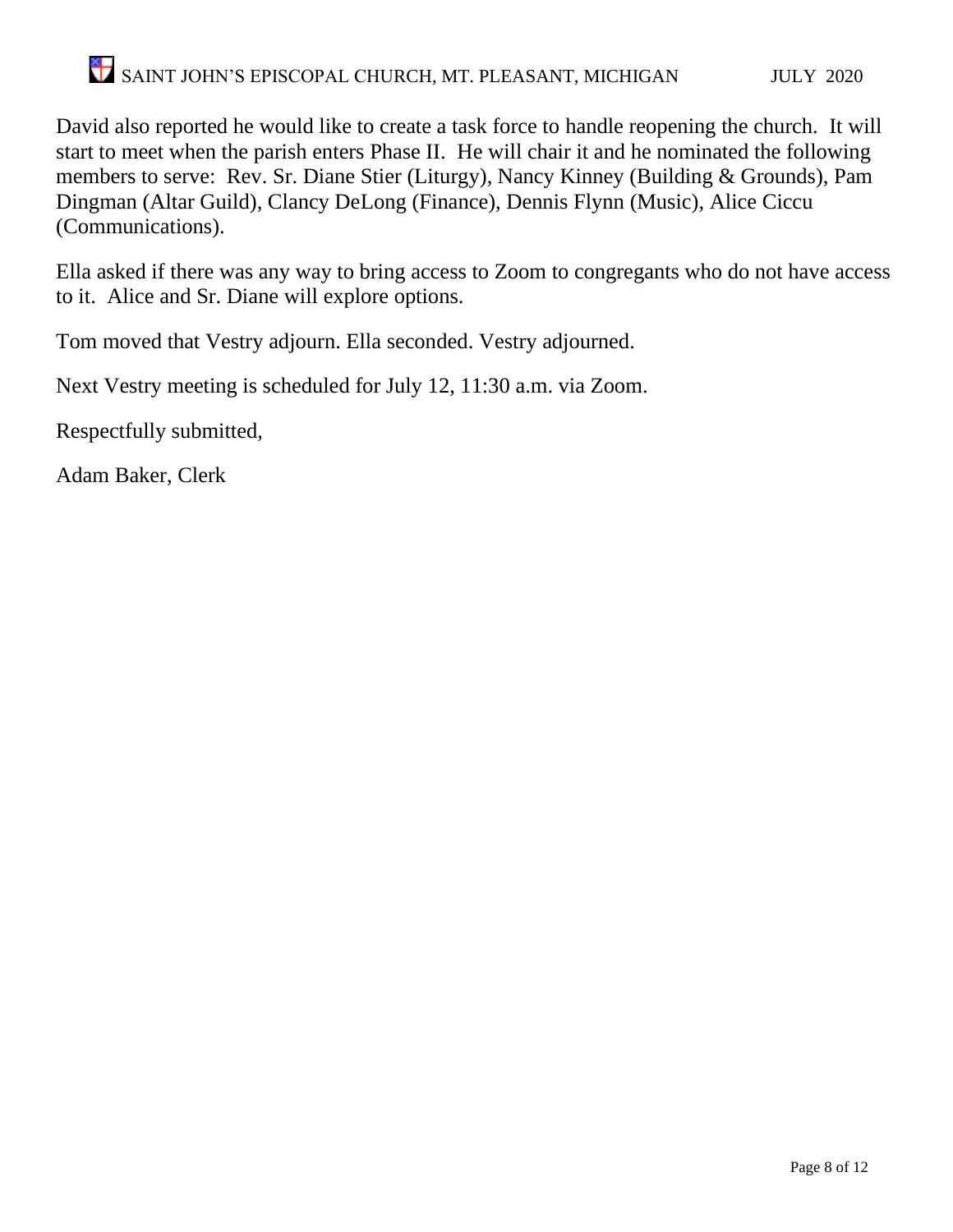David also reported he would like to create a task force to handle reopening the church. It will start to meet when the parish enters Phase II. He will chair it and he nominated the following members to serve: Rev. Sr. Diane Stier (Liturgy), Nancy Kinney (Building & Grounds), Pam Dingman (Altar Guild), Clancy DeLong (Finance), Dennis Flynn (Music), Alice Ciccu (Communications).

Ella asked if there was any way to bring access to Zoom to congregants who do not have access to it. Alice and Sr. Diane will explore options.

Tom moved that Vestry adjourn. Ella seconded. Vestry adjourned.

Next Vestry meeting is scheduled for July 12, 11:30 a.m. via Zoom.

Respectfully submitted,

Adam Baker, Clerk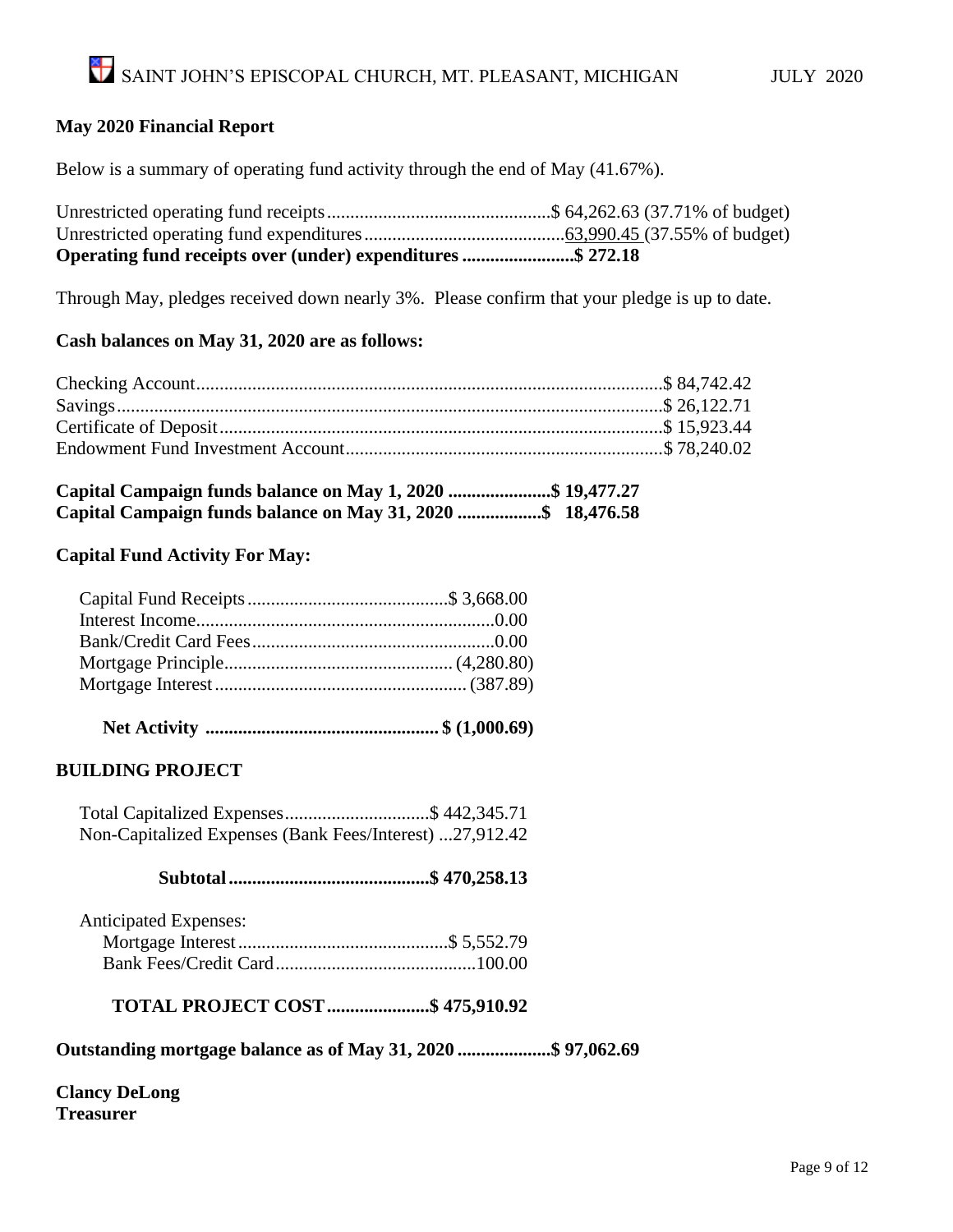## May 2020 Financial Report

Below is a summary of operating fund activity through the end of May (41.67%).

| | | |
|---|---|---|
| Unrestricted operating fund receipts | $ 64,262.63 | (37.71% of budget) |
| Unrestricted operating fund expenditures | 63,990.45 | (37.55% of budget) |
| **Operating fund receipts over (under) expenditures** | **$ 272.18** | |

Through May, pledges received down nearly 3%. Please confirm that your pledge is up to date.

**Cash balances on May 31, 2020 are as follows:**

| | |
|---|---|
| Checking Account | $ 84,742.42 |
| Savings | $ 26,122.71 |
| Certificate of Deposit | $ 15,923.44 |
| Endowment Fund Investment Account | $ 78,240.02 |

**Capital Campaign funds balance on May 1, 2020 ...................... $ 19,477.27**
**Capital Campaign funds balance on May 31, 2020 .................. $ 18,476.58**

**Capital Fund Activity For May:**

| | |
|---|---|
| Capital Fund Receipts | $ 3,668.00 |
| Interest Income | 0.00 |
| Bank/Credit Card Fees | 0.00 |
| Mortgage Principle | (4,280.80) |
| Mortgage Interest | (387.89) |
| **Net Activity** | **$ (1,000.69)** |

## BUILDING PROJECT

| | |
|---|---|
| Total Capitalized Expenses | $ 442,345.71 |
| Non-Capitalized Expenses (Bank Fees/Interest) | 27,912.42 |
| **Subtotal** | **$ 470,258.13** |
| Anticipated Expenses: | |
| Mortgage Interest | $ 5,552.79 |
| Bank Fees/Credit Card | 100.00 |
| **TOTAL PROJECT COST** | **$ 475,910.92** |

**Outstanding mortgage balance as of May 31, 2020 .................... $ 97,062.69**

**Clancy DeLong**
**Treasurer**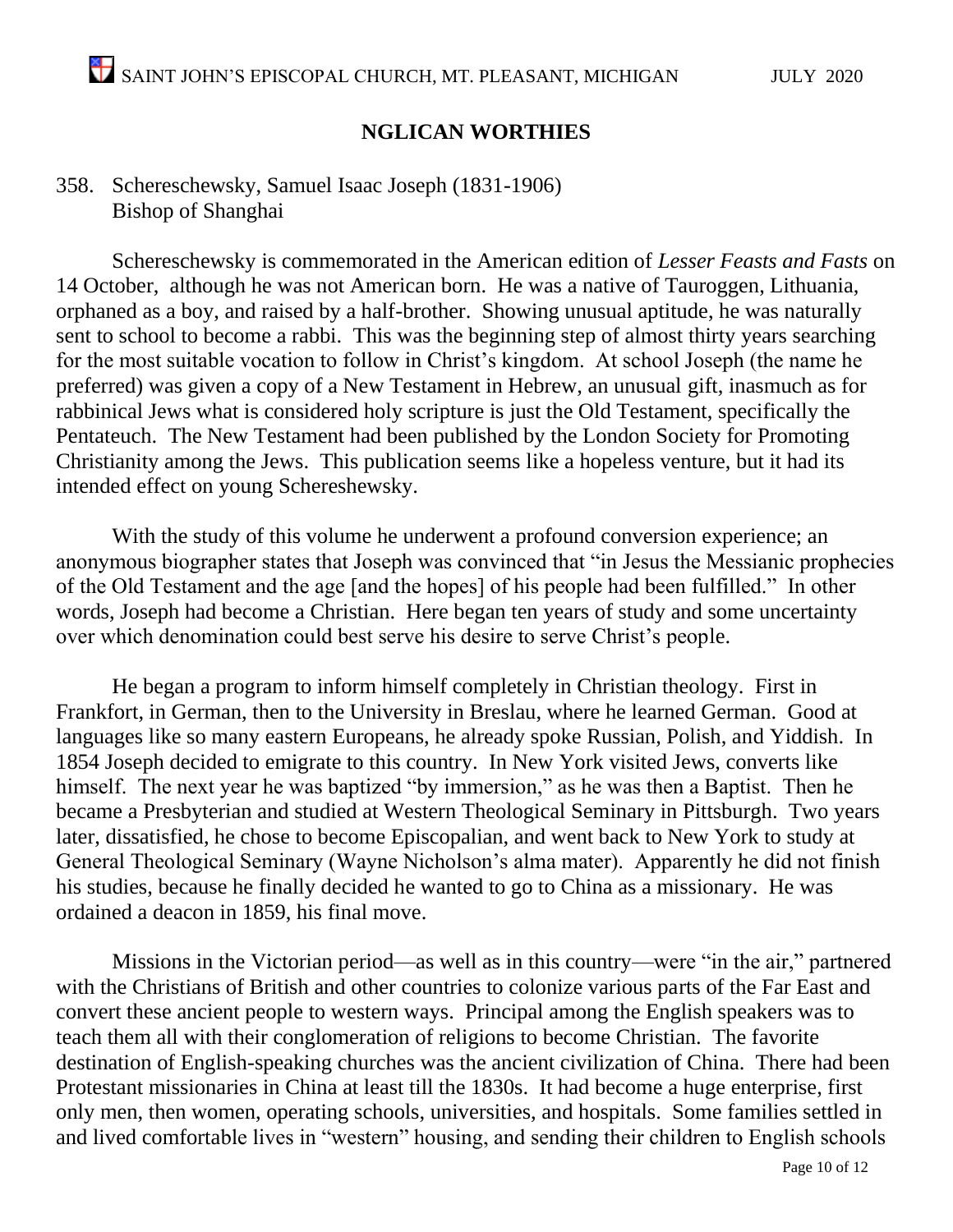## NGLICAN WORTHIES

358. Schereschewsky, Samuel Isaac Joseph (1831-1906)
 Bishop of Shanghai

Schereschewsky is commemorated in the American edition of *Lesser Feasts and Fasts* on 14 October, although he was not American born. He was a native of Tauroggen, Lithuania, orphaned as a boy, and raised by a half-brother. Showing unusual aptitude, he was naturally sent to school to become a rabbi. This was the beginning step of almost thirty years searching for the most suitable vocation to follow in Christ's kingdom. At school Joseph (the name he preferred) was given a copy of a New Testament in Hebrew, an unusual gift, inasmuch as for rabbinical Jews what is considered holy scripture is just the Old Testament, specifically the Pentateuch. The New Testament had been published by the London Society for Promoting Christianity among the Jews. This publication seems like a hopeless venture, but it had its intended effect on young Schereshewsky.

With the study of this volume he underwent a profound conversion experience; an anonymous biographer states that Joseph was convinced that "in Jesus the Messianic prophecies of the Old Testament and the age [and the hopes] of his people had been fulfilled." In other words, Joseph had become a Christian. Here began ten years of study and some uncertainty over which denomination could best serve his desire to serve Christ's people.

He began a program to inform himself completely in Christian theology. First in Frankfort, in German, then to the University in Breslau, where he learned German. Good at languages like so many eastern Europeans, he already spoke Russian, Polish, and Yiddish. In 1854 Joseph decided to emigrate to this country. In New York visited Jews, converts like himself. The next year he was baptized "by immersion," as he was then a Baptist. Then he became a Presbyterian and studied at Western Theological Seminary in Pittsburgh. Two years later, dissatisfied, he chose to become Episcopalian, and went back to New York to study at General Theological Seminary (Wayne Nicholson's alma mater). Apparently he did not finish his studies, because he finally decided he wanted to go to China as a missionary. He was ordained a deacon in 1859, his final move.

Missions in the Victorian period—as well as in this country—were "in the air," partnered with the Christians of British and other countries to colonize various parts of the Far East and convert these ancient people to western ways. Principal among the English speakers was to teach them all with their conglomeration of religions to become Christian. The favorite destination of English-speaking churches was the ancient civilization of China. There had been Protestant missionaries in China at least till the 1830s. It had become a huge enterprise, first only men, then women, operating schools, universities, and hospitals. Some families settled in and lived comfortable lives in "western" housing, and sending their children to English schools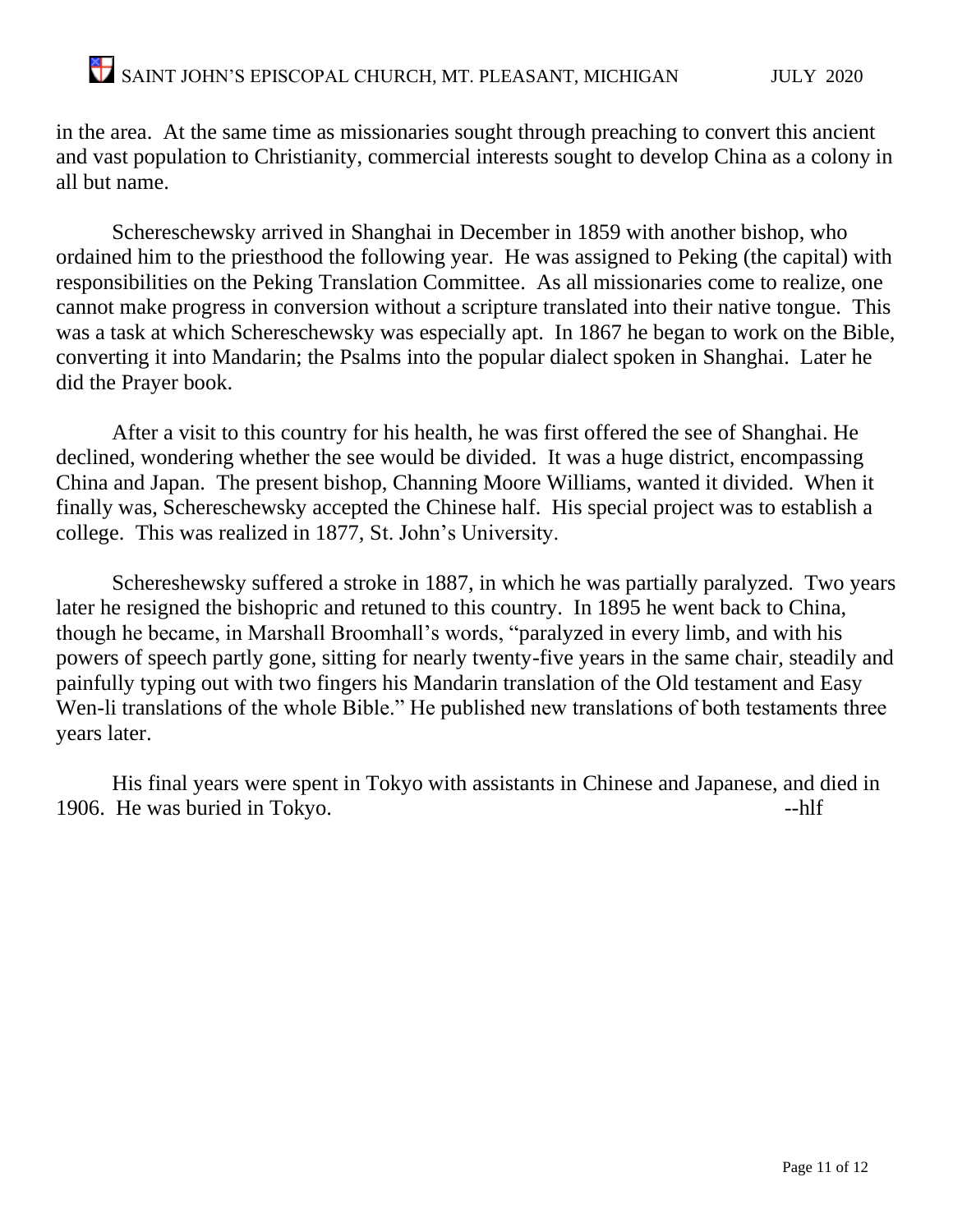in the area. At the same time as missionaries sought through preaching to convert this ancient and vast population to Christianity, commercial interests sought to develop China as a colony in all but name.

Schereschewsky arrived in Shanghai in December in 1859 with another bishop, who ordained him to the priesthood the following year. He was assigned to Peking (the capital) with responsibilities on the Peking Translation Committee. As all missionaries come to realize, one cannot make progress in conversion without a scripture translated into their native tongue. This was a task at which Schereschewsky was especially apt. In 1867 he began to work on the Bible, converting it into Mandarin; the Psalms into the popular dialect spoken in Shanghai. Later he did the Prayer book.

After a visit to this country for his health, he was first offered the see of Shanghai. He declined, wondering whether the see would be divided. It was a huge district, encompassing China and Japan. The present bishop, Channing Moore Williams, wanted it divided. When it finally was, Schereschewsky accepted the Chinese half. His special project was to establish a college. This was realized in 1877, St. John's University.

Schereshewsky suffered a stroke in 1887, in which he was partially paralyzed. Two years later he resigned the bishopric and retuned to this country. In 1895 he went back to China, though he became, in Marshall Broomhall's words, "paralyzed in every limb, and with his powers of speech partly gone, sitting for nearly twenty-five years in the same chair, steadily and painfully typing out with two fingers his Mandarin translation of the Old testament and Easy Wen-li translations of the whole Bible." He published new translations of both testaments three years later.

His final years were spent in Tokyo with assistants in Chinese and Japanese, and died in 1906. He was buried in Tokyo. --hlf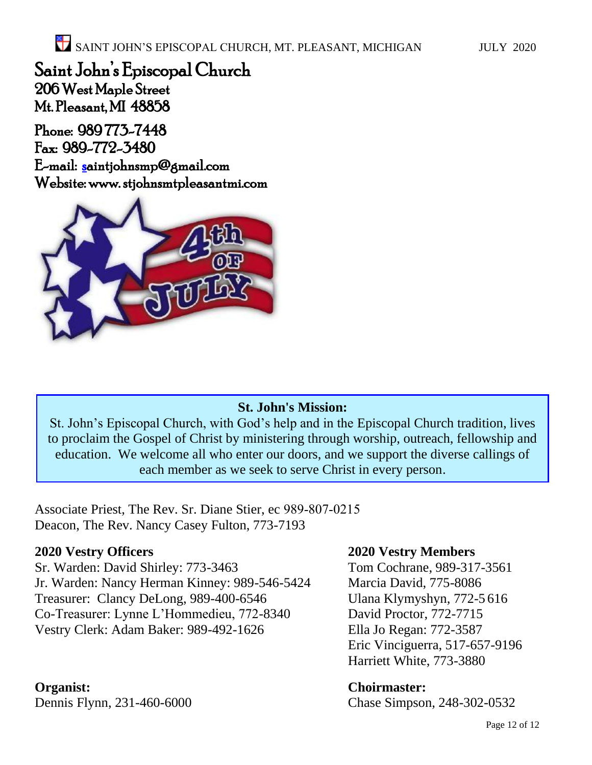# Saint John's Episcopal Church

206 West Maple Street
Mt. Pleasant, MI 48858

Phone: 989 773-7448
Fax: 989-772-3480
E-mail: saintjohnsmp@gmail.com
Website: www. stjohnsmtpleasantmi.com

**St. John's Mission:**

St. John's Episcopal Church, with God's help and in the Episcopal Church tradition, lives to proclaim the Gospel of Christ by ministering through worship, outreach, fellowship and education. We welcome all who enter our doors, and we support the diverse callings of each member as we seek to serve Christ in every person.

Associate Priest, The Rev. Sr. Diane Stier, ec 989-807-0215
Deacon, The Rev. Nancy Casey Fulton, 773-7193

**2020 Vestry Officers**

Sr. Warden: David Shirley: 773-3463
Jr. Warden: Nancy Herman Kinney: 989-546-5424
Treasurer: Clancy DeLong, 989-400-6546
Co-Treasurer: Lynne L'Hommedieu, 772-8340
Vestry Clerk: Adam Baker: 989-492-1626

**2020 Vestry Members**

Tom Cochrane, 989-317-3561
Marcia David, 775-8086
Ulana Klymyshyn, 772-5 616
David Proctor, 772-7715
Ella Jo Regan: 772-3587
Eric Vinciguerra, 517-657-9196
Harriett White, 773-3880

**Organist:**
Dennis Flynn, 231-460-6000

**Choirmaster:**
Chase Simpson, 248-302-0532